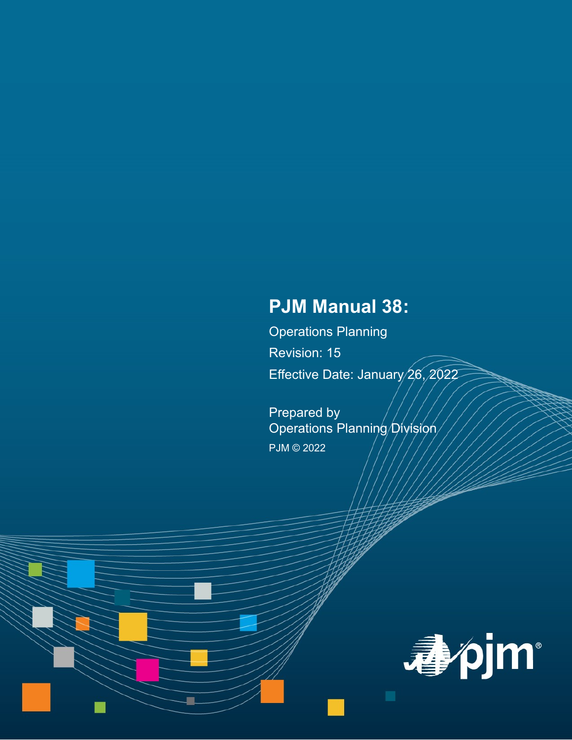# PJM Manual 38:

Operations Planning

Revision: 15

Effective Date: January 26, 2022

Prepared by
Operations Planning Division

PJM © 2022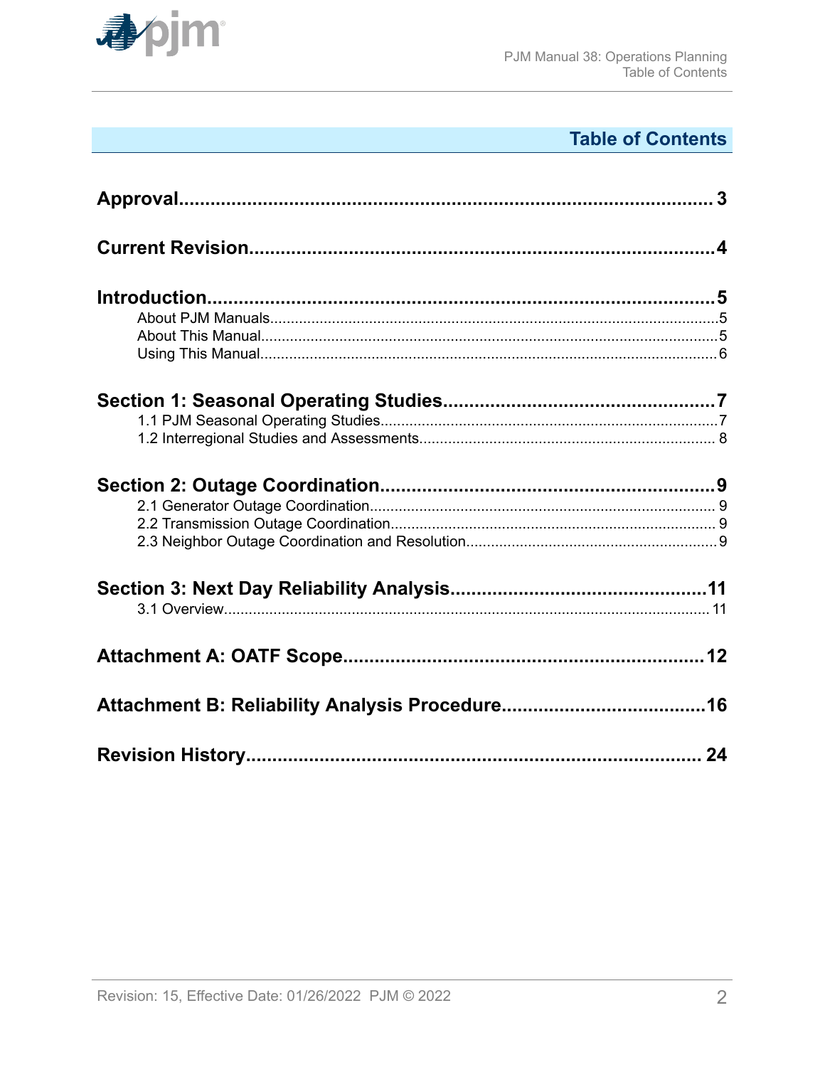# Table of Contents

**Approval** ........ 3

**Current Revision** ........ 4

**Introduction** ........ 5
- About PJM Manuals ........ 5
- About This Manual ........ 5
- Using This Manual ........ 6

**Section 1: Seasonal Operating Studies** ........ 7
- 1.1 PJM Seasonal Operating Studies ........ 7
- 1.2 Interregional Studies and Assessments ........ 8

**Section 2: Outage Coordination** ........ 9
- 2.1 Generator Outage Coordination ........ 9
- 2.2 Transmission Outage Coordination ........ 9
- 2.3 Neighbor Outage Coordination and Resolution ........ 9

**Section 3: Next Day Reliability Analysis** ........ 11
- 3.1 Overview ........ 11

**Attachment A: OATF Scope** ........ 12

**Attachment B: Reliability Analysis Procedure** ........ 16

**Revision History** ........ 24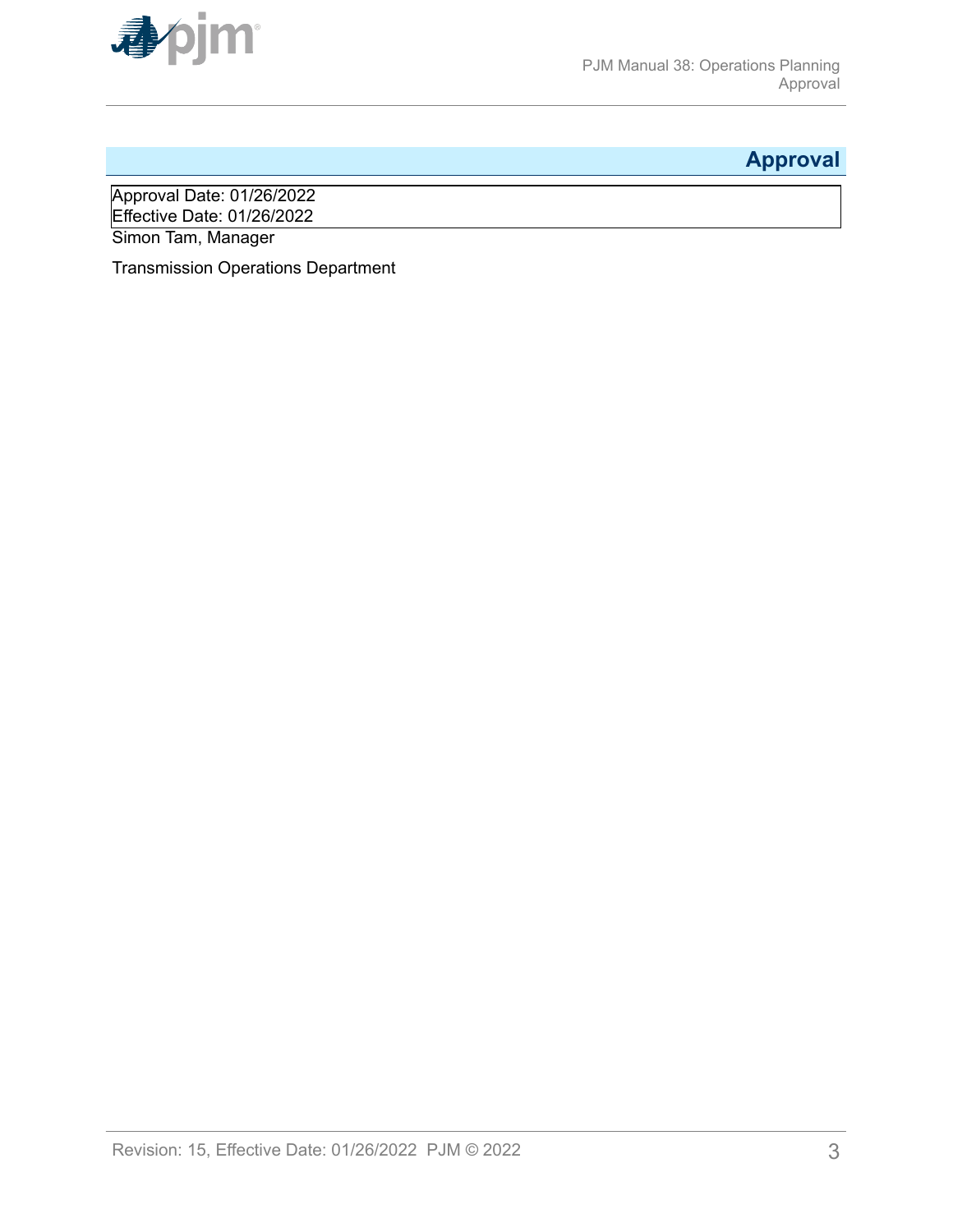# Approval

Approval Date: 01/26/2022
Effective Date: 01/26/2022

Simon Tam, Manager

Transmission Operations Department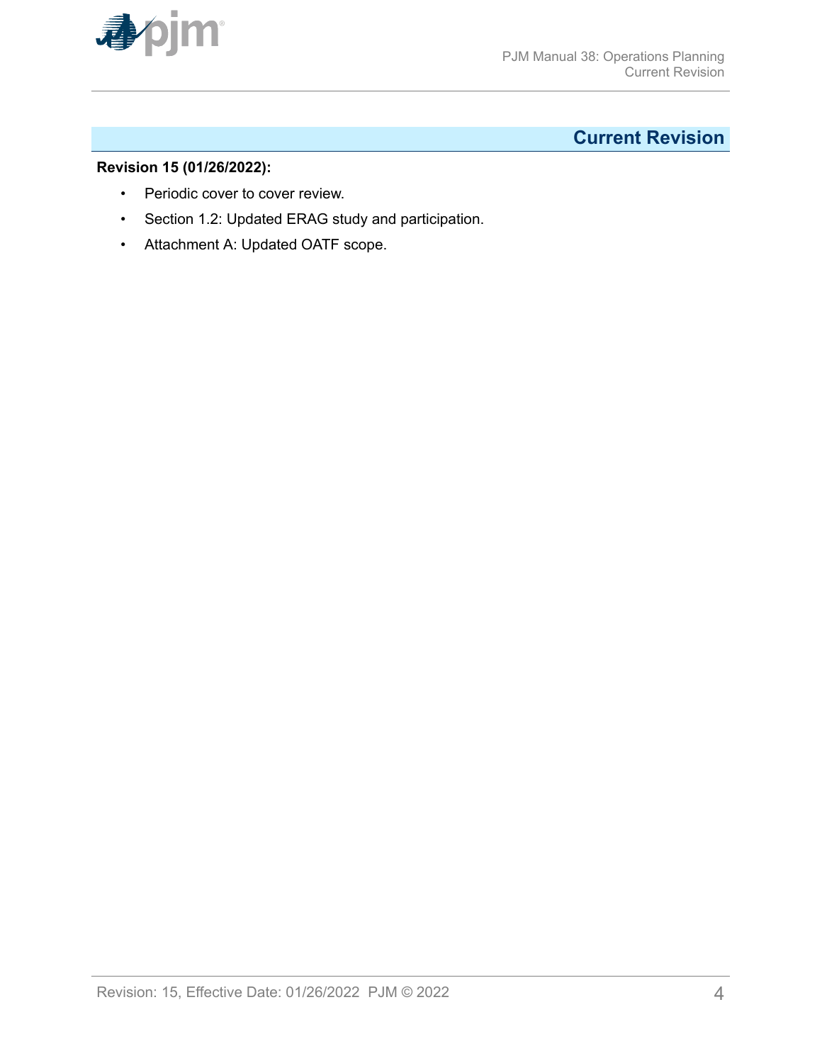## Current Revision

**Revision 15 (01/26/2022):**

- Periodic cover to cover review.
- Section 1.2: Updated ERAG study and participation.
- Attachment A: Updated OATF scope.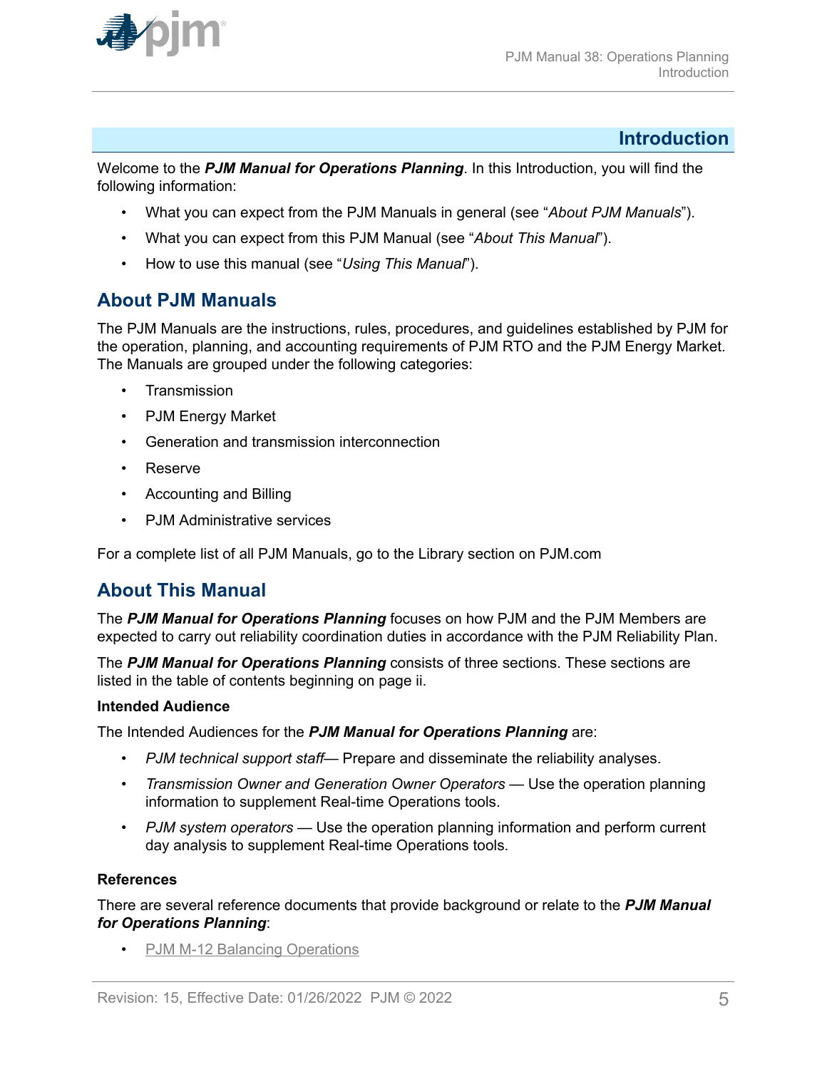# Introduction

Welcome to the ***PJM Manual for Operations Planning***. In this Introduction, you will find the following information:

- What you can expect from the PJM Manuals in general (see "*About PJM Manuals*").
- What you can expect from this PJM Manual (see "*About This Manual*").
- How to use this manual (see "*Using This Manual*").

## About PJM Manuals

The PJM Manuals are the instructions, rules, procedures, and guidelines established by PJM for the operation, planning, and accounting requirements of PJM RTO and the PJM Energy Market. The Manuals are grouped under the following categories:

- Transmission
- PJM Energy Market
- Generation and transmission interconnection
- Reserve
- Accounting and Billing
- PJM Administrative services

For a complete list of all PJM Manuals, go to the Library section on PJM.com

## About This Manual

The ***PJM Manual for Operations Planning*** focuses on how PJM and the PJM Members are expected to carry out reliability coordination duties in accordance with the PJM Reliability Plan.

The ***PJM Manual for Operations Planning*** consists of three sections. These sections are listed in the table of contents beginning on page ii.

**Intended Audience**

The Intended Audiences for the ***PJM Manual for Operations Planning*** are:

- *PJM technical support staff*— Prepare and disseminate the reliability analyses.
- *Transmission Owner and Generation Owner Operators* — Use the operation planning information to supplement Real-time Operations tools.
- *PJM system operators* — Use the operation planning information and perform current day analysis to supplement Real-time Operations tools.

**References**

There are several reference documents that provide background or relate to the ***PJM Manual for Operations Planning***:

- PJM M-12 Balancing Operations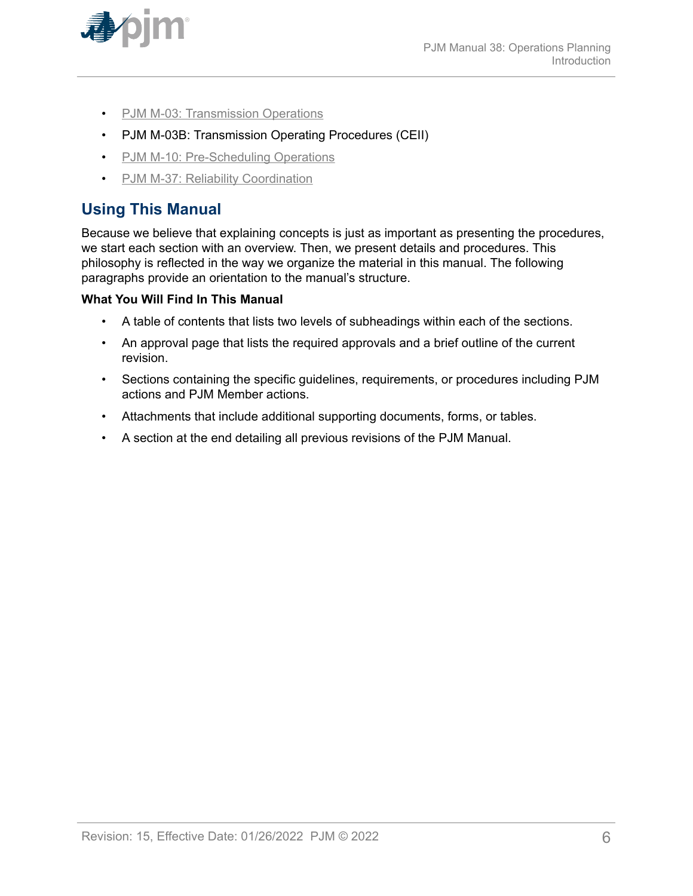- PJM M-03: Transmission Operations
- PJM M-03B: Transmission Operating Procedures (CEII)
- PJM M-10: Pre-Scheduling Operations
- PJM M-37: Reliability Coordination

## Using This Manual

Because we believe that explaining concepts is just as important as presenting the procedures, we start each section with an overview. Then, we present details and procedures. This philosophy is reflected in the way we organize the material in this manual. The following paragraphs provide an orientation to the manual's structure.

**What You Will Find In This Manual**

- A table of contents that lists two levels of subheadings within each of the sections.
- An approval page that lists the required approvals and a brief outline of the current revision.
- Sections containing the specific guidelines, requirements, or procedures including PJM actions and PJM Member actions.
- Attachments that include additional supporting documents, forms, or tables.
- A section at the end detailing all previous revisions of the PJM Manual.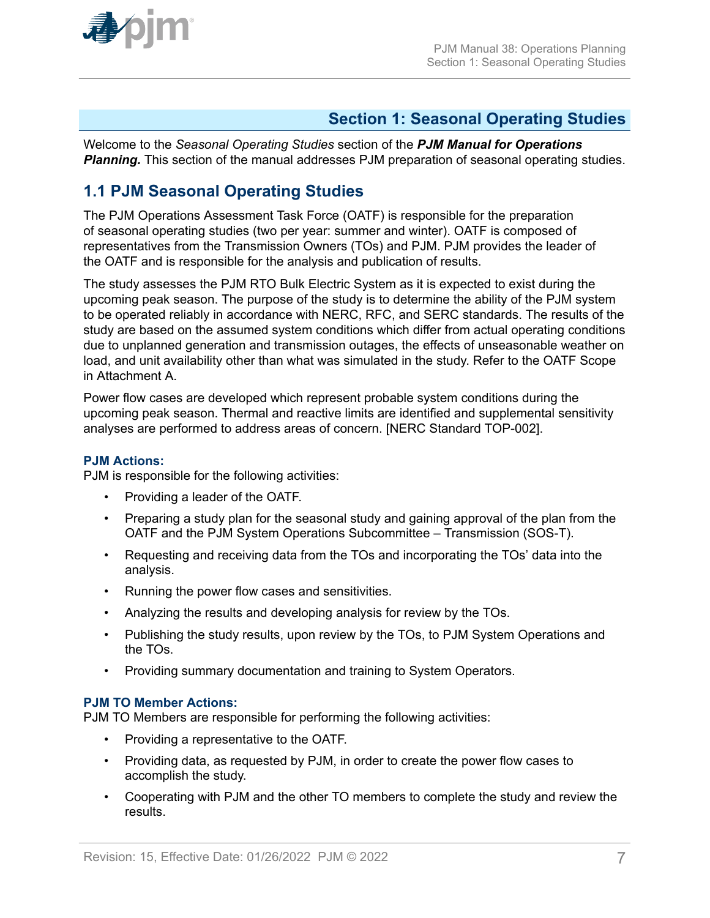# Section 1: Seasonal Operating Studies

Welcome to the *Seasonal Operating Studies* section of the ***PJM Manual for Operations Planning.*** This section of the manual addresses PJM preparation of seasonal operating studies.

## 1.1 PJM Seasonal Operating Studies

The PJM Operations Assessment Task Force (OATF) is responsible for the preparation of seasonal operating studies (two per year: summer and winter). OATF is composed of representatives from the Transmission Owners (TOs) and PJM. PJM provides the leader of the OATF and is responsible for the analysis and publication of results.

The study assesses the PJM RTO Bulk Electric System as it is expected to exist during the upcoming peak season. The purpose of the study is to determine the ability of the PJM system to be operated reliably in accordance with NERC, RFC, and SERC standards. The results of the study are based on the assumed system conditions which differ from actual operating conditions due to unplanned generation and transmission outages, the effects of unseasonable weather on load, and unit availability other than what was simulated in the study. Refer to the OATF Scope in Attachment A.

Power flow cases are developed which represent probable system conditions during the upcoming peak season. Thermal and reactive limits are identified and supplemental sensitivity analyses are performed to address areas of concern. [NERC Standard TOP-002].

**PJM Actions:**
PJM is responsible for the following activities:

- Providing a leader of the OATF.
- Preparing a study plan for the seasonal study and gaining approval of the plan from the OATF and the PJM System Operations Subcommittee – Transmission (SOS-T).
- Requesting and receiving data from the TOs and incorporating the TOs' data into the analysis.
- Running the power flow cases and sensitivities.
- Analyzing the results and developing analysis for review by the TOs.
- Publishing the study results, upon review by the TOs, to PJM System Operations and the TOs.
- Providing summary documentation and training to System Operators.

**PJM TO Member Actions:**
PJM TO Members are responsible for performing the following activities:

- Providing a representative to the OATF.
- Providing data, as requested by PJM, in order to create the power flow cases to accomplish the study.
- Cooperating with PJM and the other TO members to complete the study and review the results.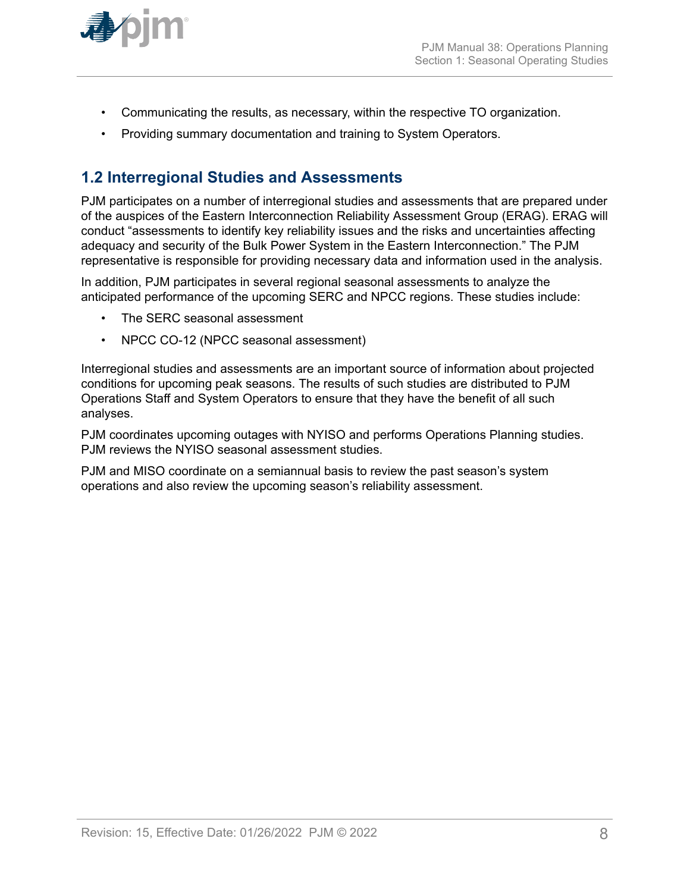- Communicating the results, as necessary, within the respective TO organization.
- Providing summary documentation and training to System Operators.

## 1.2 Interregional Studies and Assessments

PJM participates on a number of interregional studies and assessments that are prepared under of the auspices of the Eastern Interconnection Reliability Assessment Group (ERAG). ERAG will conduct "assessments to identify key reliability issues and the risks and uncertainties affecting adequacy and security of the Bulk Power System in the Eastern Interconnection." The PJM representative is responsible for providing necessary data and information used in the analysis.

In addition, PJM participates in several regional seasonal assessments to analyze the anticipated performance of the upcoming SERC and NPCC regions. These studies include:

- The SERC seasonal assessment
- NPCC CO-12 (NPCC seasonal assessment)

Interregional studies and assessments are an important source of information about projected conditions for upcoming peak seasons. The results of such studies are distributed to PJM Operations Staff and System Operators to ensure that they have the benefit of all such analyses.

PJM coordinates upcoming outages with NYISO and performs Operations Planning studies. PJM reviews the NYISO seasonal assessment studies.

PJM and MISO coordinate on a semiannual basis to review the past season's system operations and also review the upcoming season's reliability assessment.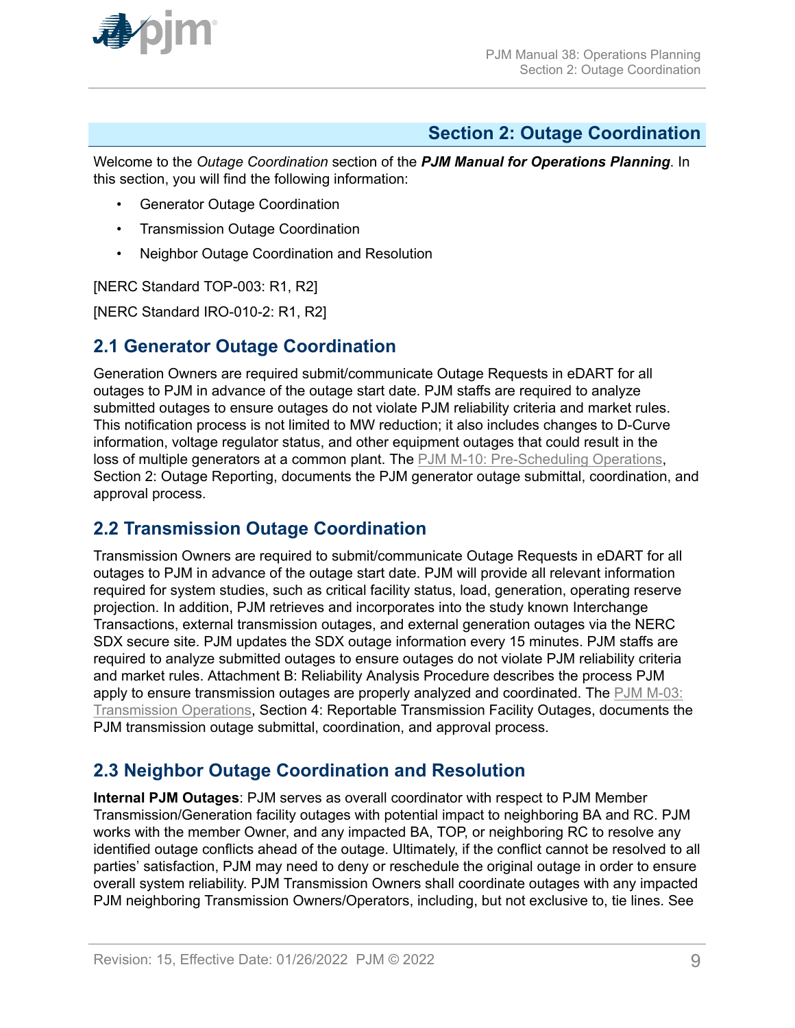# Section 2: Outage Coordination

Welcome to the *Outage Coordination* section of the ***PJM Manual for Operations Planning***. In this section, you will find the following information:

- Generator Outage Coordination
- Transmission Outage Coordination
- Neighbor Outage Coordination and Resolution

[NERC Standard TOP-003: R1, R2]

[NERC Standard IRO-010-2: R1, R2]

## 2.1 Generator Outage Coordination

Generation Owners are required submit/communicate Outage Requests in eDART for all outages to PJM in advance of the outage start date. PJM staffs are required to analyze submitted outages to ensure outages do not violate PJM reliability criteria and market rules. This notification process is not limited to MW reduction; it also includes changes to D-Curve information, voltage regulator status, and other equipment outages that could result in the loss of multiple generators at a common plant. The PJM M-10: Pre-Scheduling Operations, Section 2: Outage Reporting, documents the PJM generator outage submittal, coordination, and approval process.

## 2.2 Transmission Outage Coordination

Transmission Owners are required to submit/communicate Outage Requests in eDART for all outages to PJM in advance of the outage start date. PJM will provide all relevant information required for system studies, such as critical facility status, load, generation, operating reserve projection. In addition, PJM retrieves and incorporates into the study known Interchange Transactions, external transmission outages, and external generation outages via the NERC SDX secure site. PJM updates the SDX outage information every 15 minutes. PJM staffs are required to analyze submitted outages to ensure outages do not violate PJM reliability criteria and market rules. Attachment B: Reliability Analysis Procedure describes the process PJM apply to ensure transmission outages are properly analyzed and coordinated. The PJM M-03: Transmission Operations, Section 4: Reportable Transmission Facility Outages, documents the PJM transmission outage submittal, coordination, and approval process.

## 2.3 Neighbor Outage Coordination and Resolution

**Internal PJM Outages**: PJM serves as overall coordinator with respect to PJM Member Transmission/Generation facility outages with potential impact to neighboring BA and RC. PJM works with the member Owner, and any impacted BA, TOP, or neighboring RC to resolve any identified outage conflicts ahead of the outage. Ultimately, if the conflict cannot be resolved to all parties' satisfaction, PJM may need to deny or reschedule the original outage in order to ensure overall system reliability. PJM Transmission Owners shall coordinate outages with any impacted PJM neighboring Transmission Owners/Operators, including, but not exclusive to, tie lines. See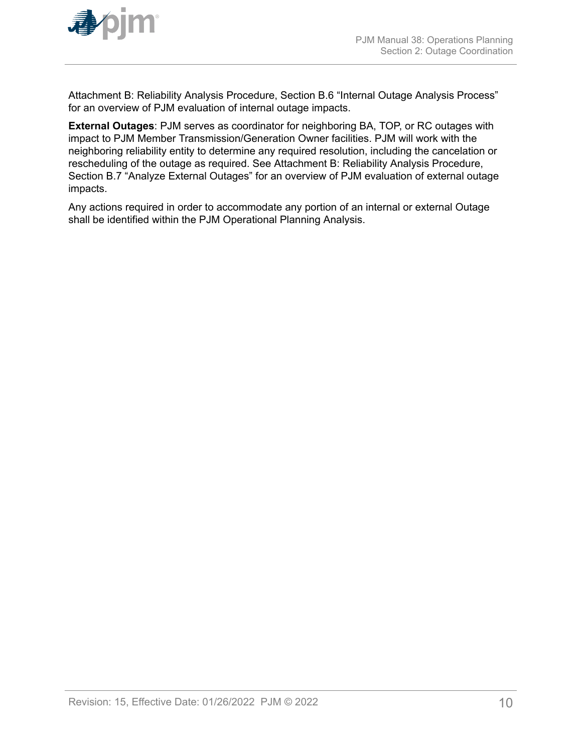Attachment B: Reliability Analysis Procedure, Section B.6 "Internal Outage Analysis Process" for an overview of PJM evaluation of internal outage impacts.

**External Outages**: PJM serves as coordinator for neighboring BA, TOP, or RC outages with impact to PJM Member Transmission/Generation Owner facilities. PJM will work with the neighboring reliability entity to determine any required resolution, including the cancelation or rescheduling of the outage as required. See Attachment B: Reliability Analysis Procedure, Section B.7 "Analyze External Outages" for an overview of PJM evaluation of external outage impacts.

Any actions required in order to accommodate any portion of an internal or external Outage shall be identified within the PJM Operational Planning Analysis.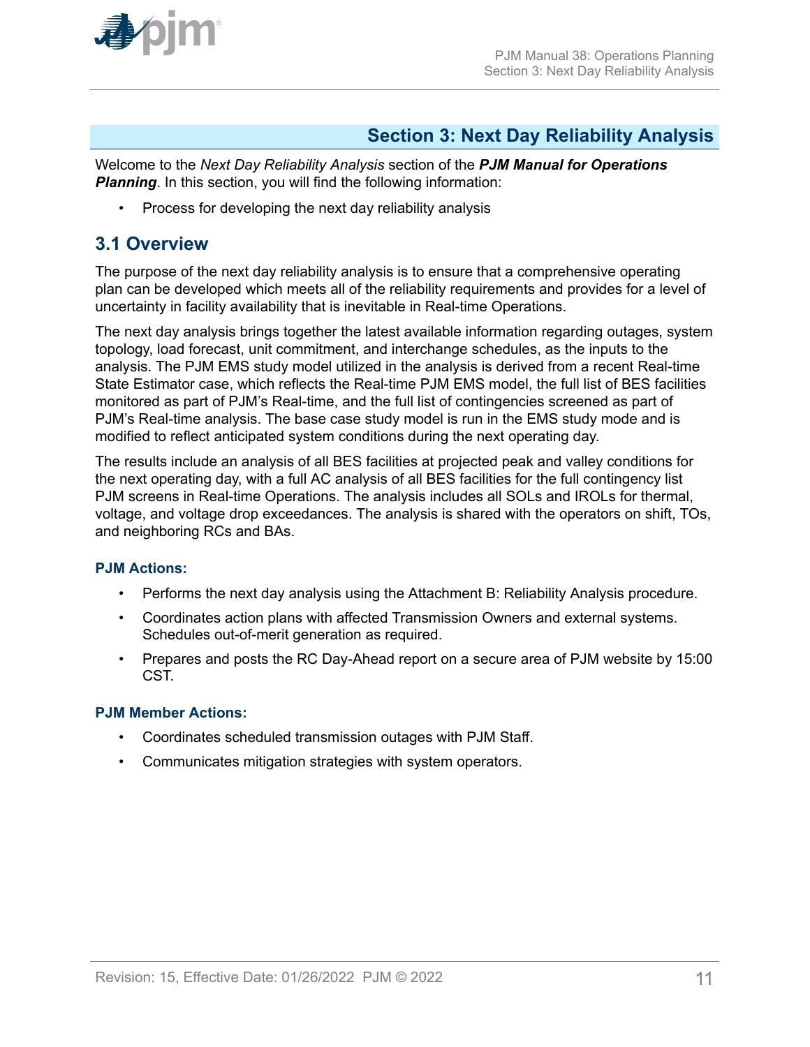# Section 3: Next Day Reliability Analysis

Welcome to the *Next Day Reliability Analysis* section of the ***PJM Manual for Operations Planning***. In this section, you will find the following information:

- Process for developing the next day reliability analysis

## 3.1 Overview

The purpose of the next day reliability analysis is to ensure that a comprehensive operating plan can be developed which meets all of the reliability requirements and provides for a level of uncertainty in facility availability that is inevitable in Real-time Operations.

The next day analysis brings together the latest available information regarding outages, system topology, load forecast, unit commitment, and interchange schedules, as the inputs to the analysis. The PJM EMS study model utilized in the analysis is derived from a recent Real-time State Estimator case, which reflects the Real-time PJM EMS model, the full list of BES facilities monitored as part of PJM's Real-time, and the full list of contingencies screened as part of PJM's Real-time analysis. The base case study model is run in the EMS study mode and is modified to reflect anticipated system conditions during the next operating day.

The results include an analysis of all BES facilities at projected peak and valley conditions for the next operating day, with a full AC analysis of all BES facilities for the full contingency list PJM screens in Real-time Operations. The analysis includes all SOLs and IROLs for thermal, voltage, and voltage drop exceedances. The analysis is shared with the operators on shift, TOs, and neighboring RCs and BAs.

#### PJM Actions:

- Performs the next day analysis using the Attachment B: Reliability Analysis procedure.
- Coordinates action plans with affected Transmission Owners and external systems. Schedules out-of-merit generation as required.
- Prepares and posts the RC Day-Ahead report on a secure area of PJM website by 15:00 CST.

#### PJM Member Actions:

- Coordinates scheduled transmission outages with PJM Staff.
- Communicates mitigation strategies with system operators.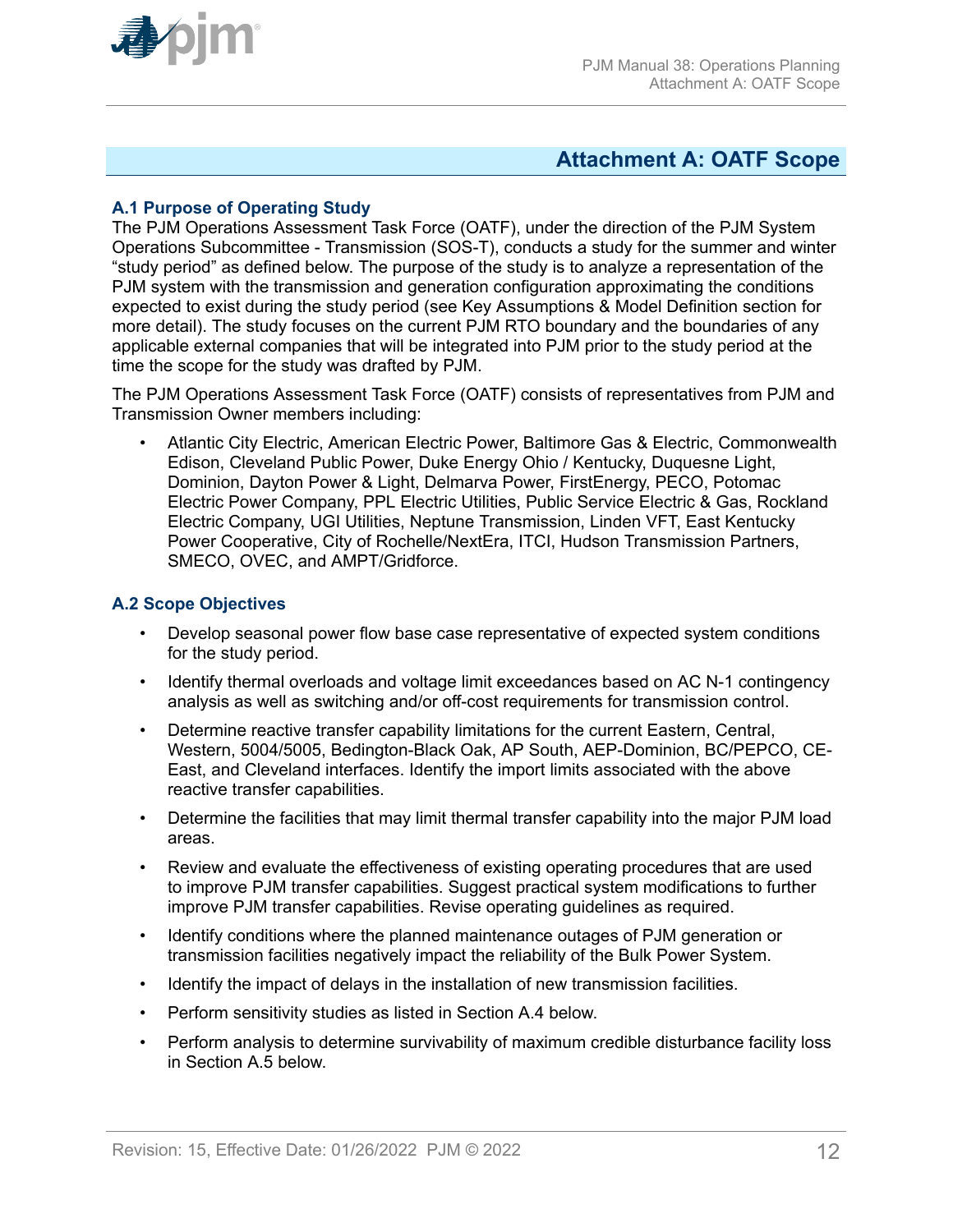# Attachment A: OATF Scope

## A.1 Purpose of Operating Study

The PJM Operations Assessment Task Force (OATF), under the direction of the PJM System Operations Subcommittee - Transmission (SOS-T), conducts a study for the summer and winter "study period" as defined below. The purpose of the study is to analyze a representation of the PJM system with the transmission and generation configuration approximating the conditions expected to exist during the study period (see Key Assumptions & Model Definition section for more detail). The study focuses on the current PJM RTO boundary and the boundaries of any applicable external companies that will be integrated into PJM prior to the study period at the time the scope for the study was drafted by PJM.

The PJM Operations Assessment Task Force (OATF) consists of representatives from PJM and Transmission Owner members including:

- Atlantic City Electric, American Electric Power, Baltimore Gas & Electric, Commonwealth Edison, Cleveland Public Power, Duke Energy Ohio / Kentucky, Duquesne Light, Dominion, Dayton Power & Light, Delmarva Power, FirstEnergy, PECO, Potomac Electric Power Company, PPL Electric Utilities, Public Service Electric & Gas, Rockland Electric Company, UGI Utilities, Neptune Transmission, Linden VFT, East Kentucky Power Cooperative, City of Rochelle/NextEra, ITCI, Hudson Transmission Partners, SMECO, OVEC, and AMPT/Gridforce.

## A.2 Scope Objectives

- Develop seasonal power flow base case representative of expected system conditions for the study period.
- Identify thermal overloads and voltage limit exceedances based on AC N-1 contingency analysis as well as switching and/or off-cost requirements for transmission control.
- Determine reactive transfer capability limitations for the current Eastern, Central, Western, 5004/5005, Bedington-Black Oak, AP South, AEP-Dominion, BC/PEPCO, CE-East, and Cleveland interfaces. Identify the import limits associated with the above reactive transfer capabilities.
- Determine the facilities that may limit thermal transfer capability into the major PJM load areas.
- Review and evaluate the effectiveness of existing operating procedures that are used to improve PJM transfer capabilities. Suggest practical system modifications to further improve PJM transfer capabilities. Revise operating guidelines as required.
- Identify conditions where the planned maintenance outages of PJM generation or transmission facilities negatively impact the reliability of the Bulk Power System.
- Identify the impact of delays in the installation of new transmission facilities.
- Perform sensitivity studies as listed in Section A.4 below.
- Perform analysis to determine survivability of maximum credible disturbance facility loss in Section A.5 below.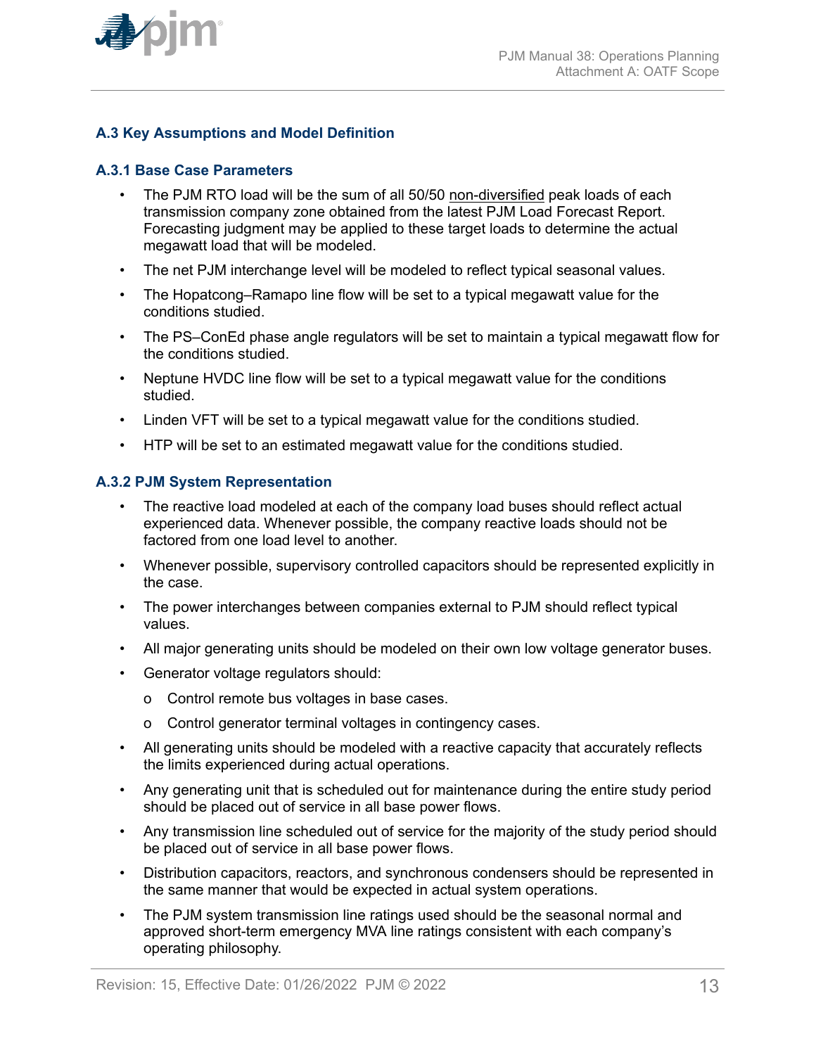### A.3 Key Assumptions and Model Definition

#### A.3.1 Base Case Parameters

- The PJM RTO load will be the sum of all 50/50 non-diversified peak loads of each transmission company zone obtained from the latest PJM Load Forecast Report. Forecasting judgment may be applied to these target loads to determine the actual megawatt load that will be modeled.
- The net PJM interchange level will be modeled to reflect typical seasonal values.
- The Hopatcong–Ramapo line flow will be set to a typical megawatt value for the conditions studied.
- The PS–ConEd phase angle regulators will be set to maintain a typical megawatt flow for the conditions studied.
- Neptune HVDC line flow will be set to a typical megawatt value for the conditions studied.
- Linden VFT will be set to a typical megawatt value for the conditions studied.
- HTP will be set to an estimated megawatt value for the conditions studied.

#### A.3.2 PJM System Representation

- The reactive load modeled at each of the company load buses should reflect actual experienced data. Whenever possible, the company reactive loads should not be factored from one load level to another.
- Whenever possible, supervisory controlled capacitors should be represented explicitly in the case.
- The power interchanges between companies external to PJM should reflect typical values.
- All major generating units should be modeled on their own low voltage generator buses.
- Generator voltage regulators should:
  - Control remote bus voltages in base cases.
  - Control generator terminal voltages in contingency cases.
- All generating units should be modeled with a reactive capacity that accurately reflects the limits experienced during actual operations.
- Any generating unit that is scheduled out for maintenance during the entire study period should be placed out of service in all base power flows.
- Any transmission line scheduled out of service for the majority of the study period should be placed out of service in all base power flows.
- Distribution capacitors, reactors, and synchronous condensers should be represented in the same manner that would be expected in actual system operations.
- The PJM system transmission line ratings used should be the seasonal normal and approved short-term emergency MVA line ratings consistent with each company's operating philosophy.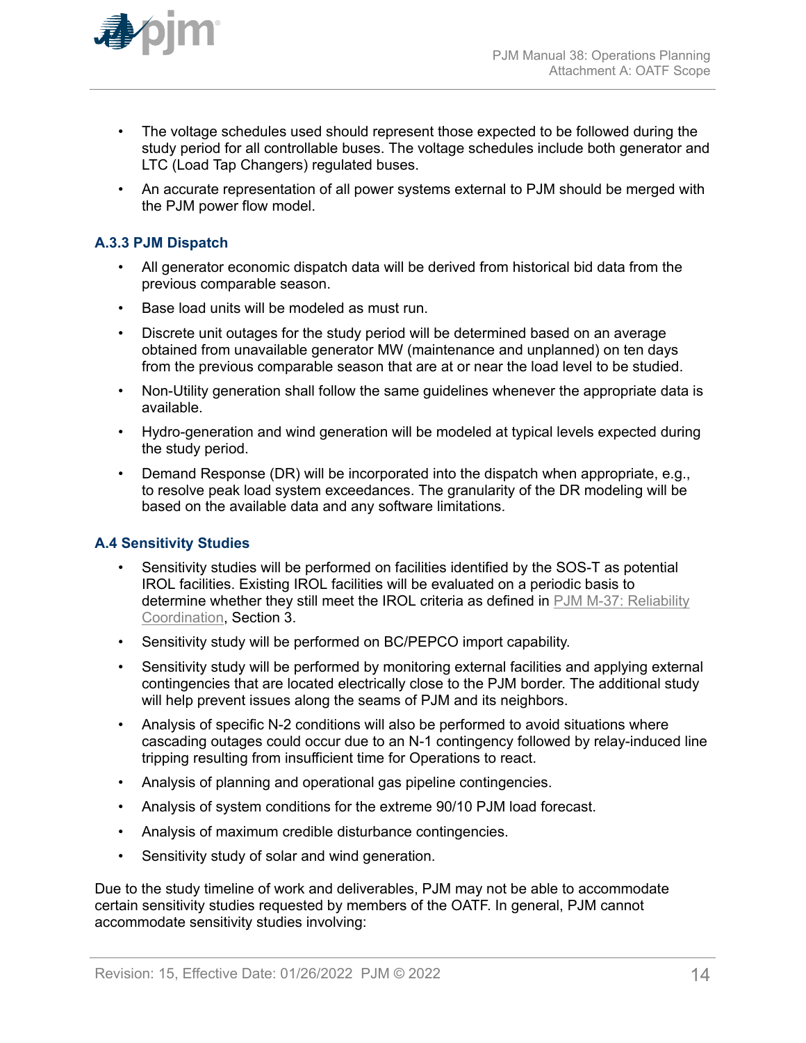- The voltage schedules used should represent those expected to be followed during the study period for all controllable buses. The voltage schedules include both generator and LTC (Load Tap Changers) regulated buses.
- An accurate representation of all power systems external to PJM should be merged with the PJM power flow model.

### A.3.3 PJM Dispatch

- All generator economic dispatch data will be derived from historical bid data from the previous comparable season.
- Base load units will be modeled as must run.
- Discrete unit outages for the study period will be determined based on an average obtained from unavailable generator MW (maintenance and unplanned) on ten days from the previous comparable season that are at or near the load level to be studied.
- Non-Utility generation shall follow the same guidelines whenever the appropriate data is available.
- Hydro-generation and wind generation will be modeled at typical levels expected during the study period.
- Demand Response (DR) will be incorporated into the dispatch when appropriate, e.g., to resolve peak load system exceedances. The granularity of the DR modeling will be based on the available data and any software limitations.

## A.4 Sensitivity Studies

- Sensitivity studies will be performed on facilities identified by the SOS-T as potential IROL facilities. Existing IROL facilities will be evaluated on a periodic basis to determine whether they still meet the IROL criteria as defined in PJM M-37: Reliability Coordination, Section 3.
- Sensitivity study will be performed on BC/PEPCO import capability.
- Sensitivity study will be performed by monitoring external facilities and applying external contingencies that are located electrically close to the PJM border. The additional study will help prevent issues along the seams of PJM and its neighbors.
- Analysis of specific N-2 conditions will also be performed to avoid situations where cascading outages could occur due to an N-1 contingency followed by relay-induced line tripping resulting from insufficient time for Operations to react.
- Analysis of planning and operational gas pipeline contingencies.
- Analysis of system conditions for the extreme 90/10 PJM load forecast.
- Analysis of maximum credible disturbance contingencies.
- Sensitivity study of solar and wind generation.

Due to the study timeline of work and deliverables, PJM may not be able to accommodate certain sensitivity studies requested by members of the OATF. In general, PJM cannot accommodate sensitivity studies involving: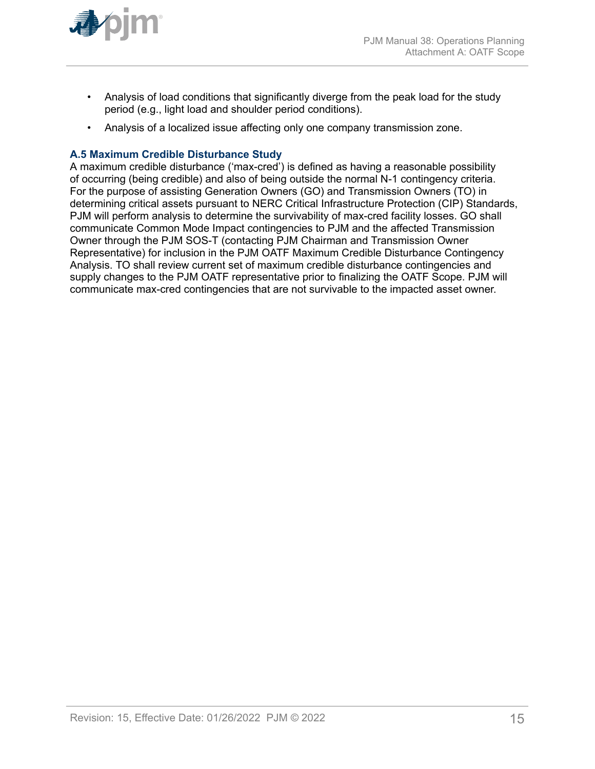- Analysis of load conditions that significantly diverge from the peak load for the study period (e.g., light load and shoulder period conditions).
- Analysis of a localized issue affecting only one company transmission zone.

### A.5 Maximum Credible Disturbance Study

A maximum credible disturbance ('max-cred') is defined as having a reasonable possibility of occurring (being credible) and also of being outside the normal N-1 contingency criteria. For the purpose of assisting Generation Owners (GO) and Transmission Owners (TO) in determining critical assets pursuant to NERC Critical Infrastructure Protection (CIP) Standards, PJM will perform analysis to determine the survivability of max-cred facility losses. GO shall communicate Common Mode Impact contingencies to PJM and the affected Transmission Owner through the PJM SOS-T (contacting PJM Chairman and Transmission Owner Representative) for inclusion in the PJM OATF Maximum Credible Disturbance Contingency Analysis. TO shall review current set of maximum credible disturbance contingencies and supply changes to the PJM OATF representative prior to finalizing the OATF Scope. PJM will communicate max-cred contingencies that are not survivable to the impacted asset owner.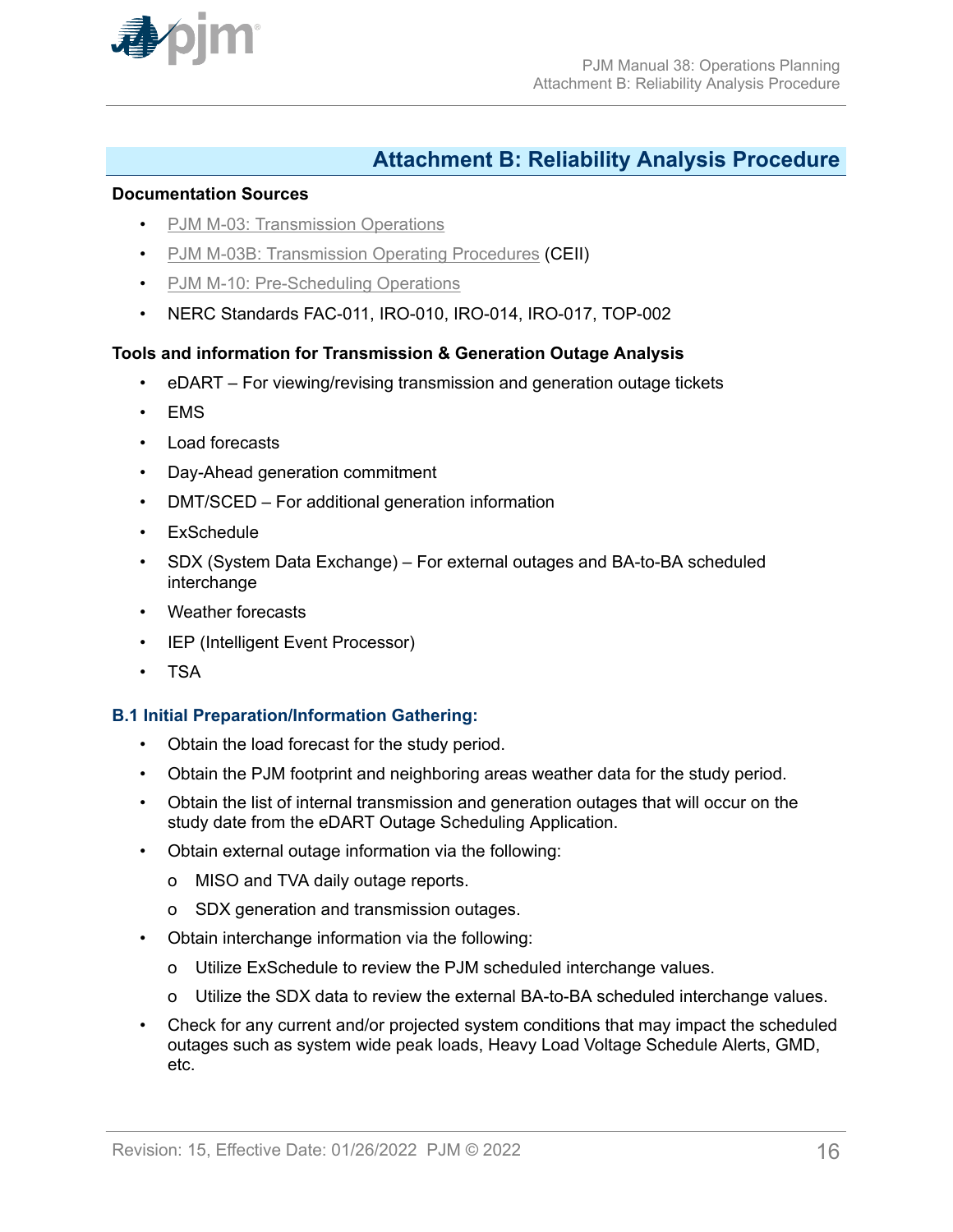# Attachment B: Reliability Analysis Procedure

**Documentation Sources**

- PJM M-03: Transmission Operations
- PJM M-03B: Transmission Operating Procedures (CEII)
- PJM M-10: Pre-Scheduling Operations
- NERC Standards FAC-011, IRO-010, IRO-014, IRO-017, TOP-002

**Tools and information for Transmission & Generation Outage Analysis**

- eDART – For viewing/revising transmission and generation outage tickets
- EMS
- Load forecasts
- Day-Ahead generation commitment
- DMT/SCED – For additional generation information
- ExSchedule
- SDX (System Data Exchange) – For external outages and BA-to-BA scheduled interchange
- Weather forecasts
- IEP (Intelligent Event Processor)
- TSA

## B.1 Initial Preparation/Information Gathering:

- Obtain the load forecast for the study period.
- Obtain the PJM footprint and neighboring areas weather data for the study period.
- Obtain the list of internal transmission and generation outages that will occur on the study date from the eDART Outage Scheduling Application.
- Obtain external outage information via the following:
  - MISO and TVA daily outage reports.
  - SDX generation and transmission outages.
- Obtain interchange information via the following:
  - Utilize ExSchedule to review the PJM scheduled interchange values.
  - Utilize the SDX data to review the external BA-to-BA scheduled interchange values.
- Check for any current and/or projected system conditions that may impact the scheduled outages such as system wide peak loads, Heavy Load Voltage Schedule Alerts, GMD, etc.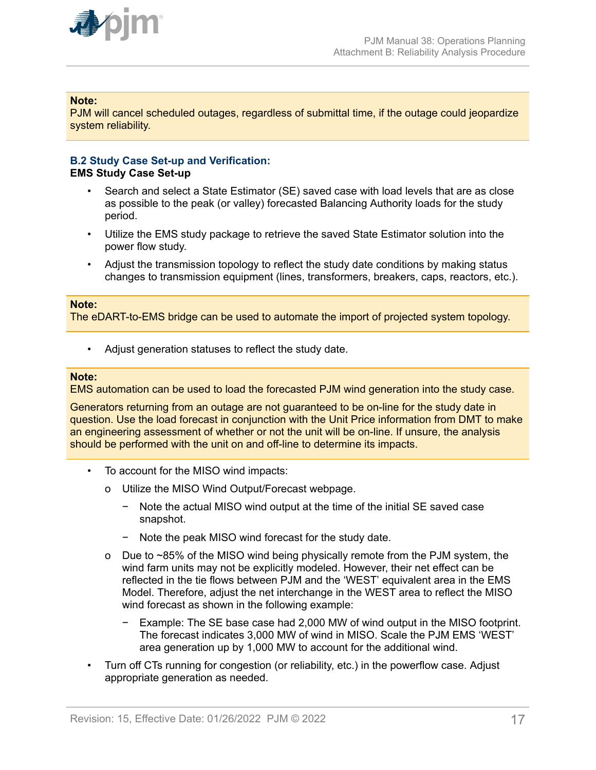**Note:**
PJM will cancel scheduled outages, regardless of submittal time, if the outage could jeopardize system reliability.

### B.2 Study Case Set-up and Verification:

**EMS Study Case Set-up**

- Search and select a State Estimator (SE) saved case with load levels that are as close as possible to the peak (or valley) forecasted Balancing Authority loads for the study period.
- Utilize the EMS study package to retrieve the saved State Estimator solution into the power flow study.
- Adjust the transmission topology to reflect the study date conditions by making status changes to transmission equipment (lines, transformers, breakers, caps, reactors, etc.).

**Note:**
The eDART-to-EMS bridge can be used to automate the import of projected system topology.

- Adjust generation statuses to reflect the study date.

**Note:**
EMS automation can be used to load the forecasted PJM wind generation into the study case.

Generators returning from an outage are not guaranteed to be on-line for the study date in question. Use the load forecast in conjunction with the Unit Price information from DMT to make an engineering assessment of whether or not the unit will be on-line. If unsure, the analysis should be performed with the unit on and off-line to determine its impacts.

- To account for the MISO wind impacts:
  - Utilize the MISO Wind Output/Forecast webpage.
    - Note the actual MISO wind output at the time of the initial SE saved case snapshot.
    - Note the peak MISO wind forecast for the study date.
  - Due to ~85% of the MISO wind being physically remote from the PJM system, the wind farm units may not be explicitly modeled. However, their net effect can be reflected in the tie flows between PJM and the 'WEST' equivalent area in the EMS Model. Therefore, adjust the net interchange in the WEST area to reflect the MISO wind forecast as shown in the following example:
    - Example: The SE base case had 2,000 MW of wind output in the MISO footprint. The forecast indicates 3,000 MW of wind in MISO. Scale the PJM EMS 'WEST' area generation up by 1,000 MW to account for the additional wind.
- Turn off CTs running for congestion (or reliability, etc.) in the powerflow case. Adjust appropriate generation as needed.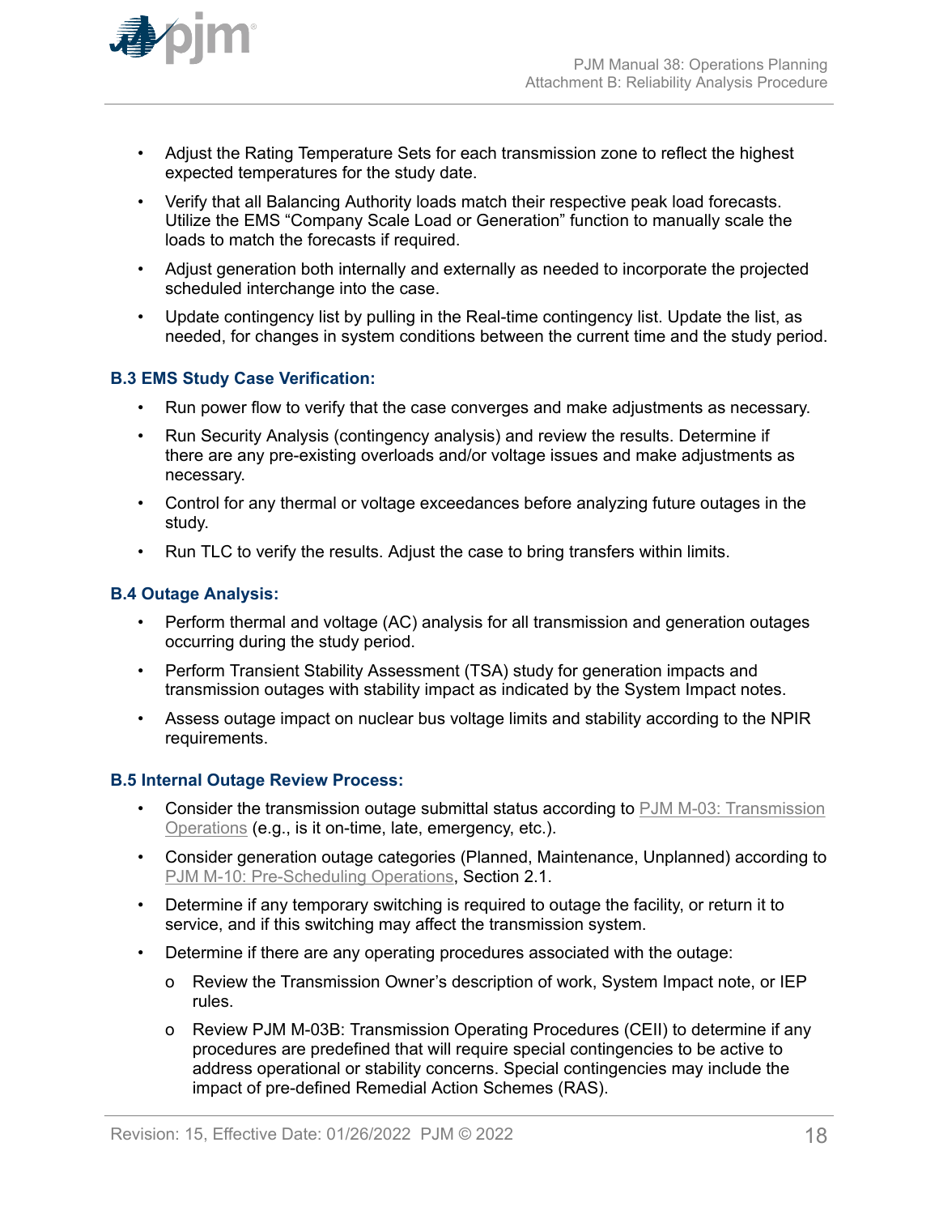- Adjust the Rating Temperature Sets for each transmission zone to reflect the highest expected temperatures for the study date.
- Verify that all Balancing Authority loads match their respective peak load forecasts. Utilize the EMS "Company Scale Load or Generation" function to manually scale the loads to match the forecasts if required.
- Adjust generation both internally and externally as needed to incorporate the projected scheduled interchange into the case.
- Update contingency list by pulling in the Real-time contingency list. Update the list, as needed, for changes in system conditions between the current time and the study period.

### B.3 EMS Study Case Verification:

- Run power flow to verify that the case converges and make adjustments as necessary.
- Run Security Analysis (contingency analysis) and review the results. Determine if there are any pre-existing overloads and/or voltage issues and make adjustments as necessary.
- Control for any thermal or voltage exceedances before analyzing future outages in the study.
- Run TLC to verify the results. Adjust the case to bring transfers within limits.

### B.4 Outage Analysis:

- Perform thermal and voltage (AC) analysis for all transmission and generation outages occurring during the study period.
- Perform Transient Stability Assessment (TSA) study for generation impacts and transmission outages with stability impact as indicated by the System Impact notes.
- Assess outage impact on nuclear bus voltage limits and stability according to the NPIR requirements.

### B.5 Internal Outage Review Process:

- Consider the transmission outage submittal status according to PJM M-03: Transmission Operations (e.g., is it on-time, late, emergency, etc.).
- Consider generation outage categories (Planned, Maintenance, Unplanned) according to PJM M-10: Pre-Scheduling Operations, Section 2.1.
- Determine if any temporary switching is required to outage the facility, or return it to service, and if this switching may affect the transmission system.
- Determine if there are any operating procedures associated with the outage:
  - Review the Transmission Owner's description of work, System Impact note, or IEP rules.
  - Review PJM M-03B: Transmission Operating Procedures (CEII) to determine if any procedures are predefined that will require special contingencies to be active to address operational or stability concerns. Special contingencies may include the impact of pre-defined Remedial Action Schemes (RAS).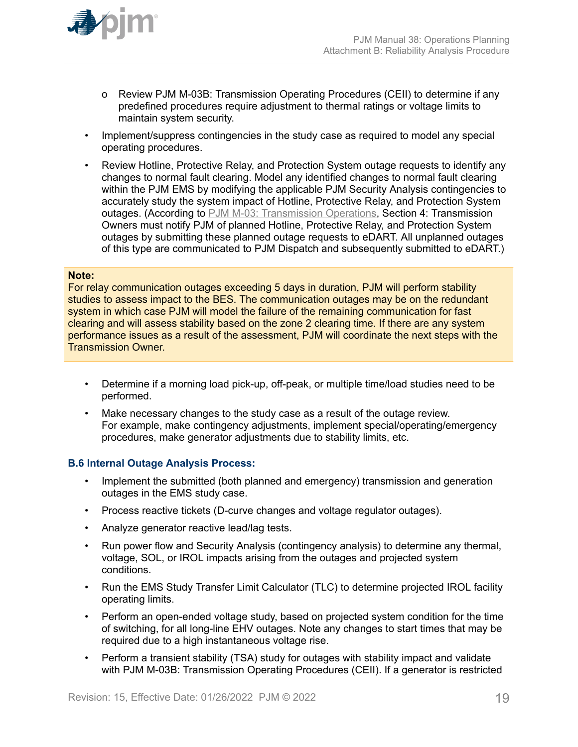- Review PJM M-03B: Transmission Operating Procedures (CEII) to determine if any predefined procedures require adjustment to thermal ratings or voltage limits to maintain system security.

- Implement/suppress contingencies in the study case as required to model any special operating procedures.
- Review Hotline, Protective Relay, and Protection System outage requests to identify any changes to normal fault clearing. Model any identified changes to normal fault clearing within the PJM EMS by modifying the applicable PJM Security Analysis contingencies to accurately study the system impact of Hotline, Protective Relay, and Protection System outages. (According to PJM M-03: Transmission Operations, Section 4: Transmission Owners must notify PJM of planned Hotline, Protective Relay, and Protection System outages by submitting these planned outage requests to eDART. All unplanned outages of this type are communicated to PJM Dispatch and subsequently submitted to eDART.)

> **Note:**
> For relay communication outages exceeding 5 days in duration, PJM will perform stability studies to assess impact to the BES. The communication outages may be on the redundant system in which case PJM will model the failure of the remaining communication for fast clearing and will assess stability based on the zone 2 clearing time. If there are any system performance issues as a result of the assessment, PJM will coordinate the next steps with the Transmission Owner.

- Determine if a morning load pick-up, off-peak, or multiple time/load studies need to be performed.
- Make necessary changes to the study case as a result of the outage review.
  For example, make contingency adjustments, implement special/operating/emergency procedures, make generator adjustments due to stability limits, etc.

### B.6 Internal Outage Analysis Process:

- Implement the submitted (both planned and emergency) transmission and generation outages in the EMS study case.
- Process reactive tickets (D-curve changes and voltage regulator outages).
- Analyze generator reactive lead/lag tests.
- Run power flow and Security Analysis (contingency analysis) to determine any thermal, voltage, SOL, or IROL impacts arising from the outages and projected system conditions.
- Run the EMS Study Transfer Limit Calculator (TLC) to determine projected IROL facility operating limits.
- Perform an open-ended voltage study, based on projected system condition for the time of switching, for all long-line EHV outages. Note any changes to start times that may be required due to a high instantaneous voltage rise.
- Perform a transient stability (TSA) study for outages with stability impact and validate with PJM M-03B: Transmission Operating Procedures (CEII). If a generator is restricted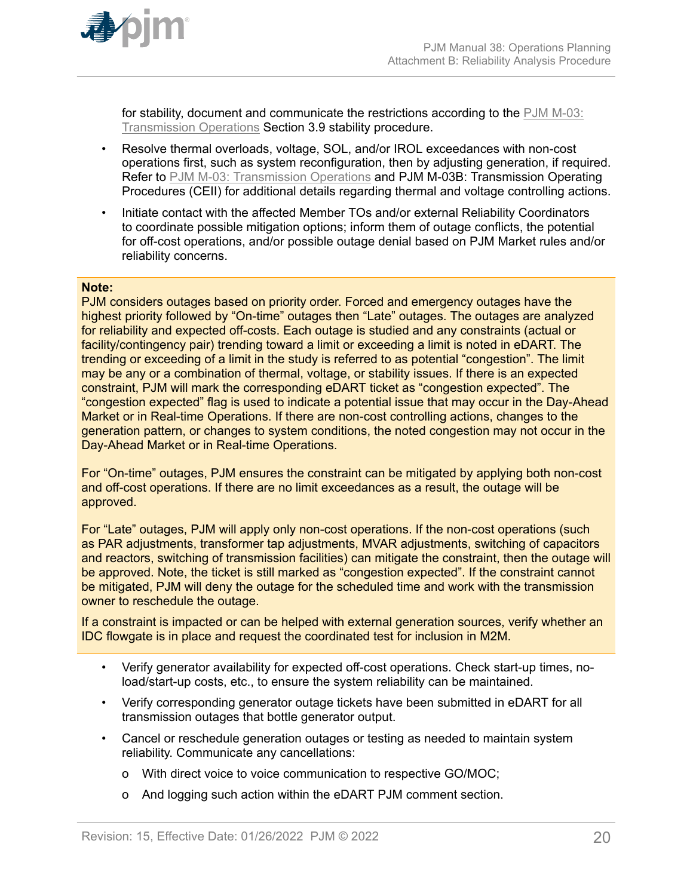for stability, document and communicate the restrictions according to the PJM M-03: Transmission Operations Section 3.9 stability procedure.

- Resolve thermal overloads, voltage, SOL, and/or IROL exceedances with non-cost operations first, such as system reconfiguration, then by adjusting generation, if required. Refer to PJM M-03: Transmission Operations and PJM M-03B: Transmission Operating Procedures (CEII) for additional details regarding thermal and voltage controlling actions.
- Initiate contact with the affected Member TOs and/or external Reliability Coordinators to coordinate possible mitigation options; inform them of outage conflicts, the potential for off-cost operations, and/or possible outage denial based on PJM Market rules and/or reliability concerns.

> **Note:**
> PJM considers outages based on priority order. Forced and emergency outages have the highest priority followed by "On-time" outages then "Late" outages. The outages are analyzed for reliability and expected off-costs. Each outage is studied and any constraints (actual or facility/contingency pair) trending toward a limit or exceeding a limit is noted in eDART. The trending or exceeding of a limit in the study is referred to as potential "congestion". The limit may be any or a combination of thermal, voltage, or stability issues. If there is an expected constraint, PJM will mark the corresponding eDART ticket as "congestion expected". The "congestion expected" flag is used to indicate a potential issue that may occur in the Day-Ahead Market or in Real-time Operations. If there are non-cost controlling actions, changes to the generation pattern, or changes to system conditions, the noted congestion may not occur in the Day-Ahead Market or in Real-time Operations.
>
> For "On-time" outages, PJM ensures the constraint can be mitigated by applying both non-cost and off-cost operations. If there are no limit exceedances as a result, the outage will be approved.
>
> For "Late" outages, PJM will apply only non-cost operations. If the non-cost operations (such as PAR adjustments, transformer tap adjustments, MVAR adjustments, switching of capacitors and reactors, switching of transmission facilities) can mitigate the constraint, then the outage will be approved. Note, the ticket is still marked as "congestion expected". If the constraint cannot be mitigated, PJM will deny the outage for the scheduled time and work with the transmission owner to reschedule the outage.
>
> If a constraint is impacted or can be helped with external generation sources, verify whether an IDC flowgate is in place and request the coordinated test for inclusion in M2M.

- Verify generator availability for expected off-cost operations. Check start-up times, no-load/start-up costs, etc., to ensure the system reliability can be maintained.
- Verify corresponding generator outage tickets have been submitted in eDART for all transmission outages that bottle generator output.
- Cancel or reschedule generation outages or testing as needed to maintain system reliability. Communicate any cancellations:
  - o With direct voice to voice communication to respective GO/MOC;
  - o And logging such action within the eDART PJM comment section.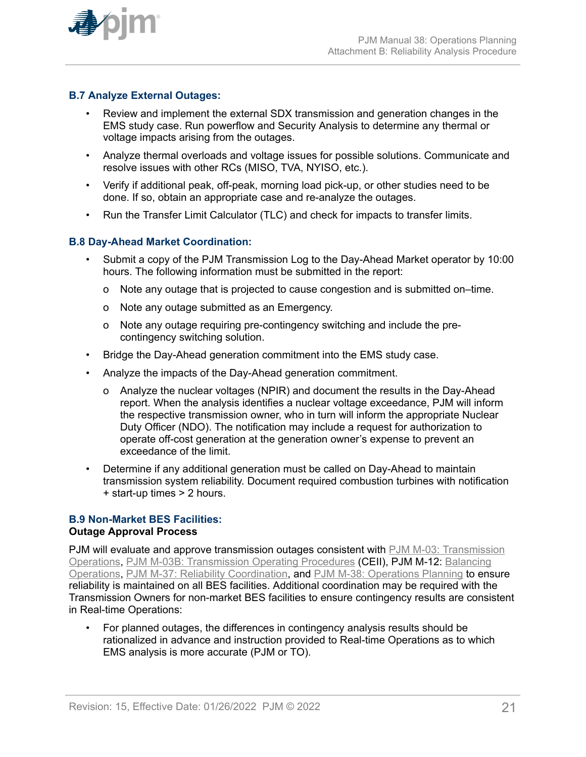### B.7 Analyze External Outages:

- Review and implement the external SDX transmission and generation changes in the EMS study case. Run powerflow and Security Analysis to determine any thermal or voltage impacts arising from the outages.
- Analyze thermal overloads and voltage issues for possible solutions. Communicate and resolve issues with other RCs (MISO, TVA, NYISO, etc.).
- Verify if additional peak, off-peak, morning load pick-up, or other studies need to be done. If so, obtain an appropriate case and re-analyze the outages.
- Run the Transfer Limit Calculator (TLC) and check for impacts to transfer limits.

### B.8 Day-Ahead Market Coordination:

- Submit a copy of the PJM Transmission Log to the Day-Ahead Market operator by 10:00 hours. The following information must be submitted in the report:
  - Note any outage that is projected to cause congestion and is submitted on–time.
  - Note any outage submitted as an Emergency.
  - Note any outage requiring pre-contingency switching and include the pre-contingency switching solution.
- Bridge the Day-Ahead generation commitment into the EMS study case.
- Analyze the impacts of the Day-Ahead generation commitment.
  - Analyze the nuclear voltages (NPIR) and document the results in the Day-Ahead report. When the analysis identifies a nuclear voltage exceedance, PJM will inform the respective transmission owner, who in turn will inform the appropriate Nuclear Duty Officer (NDO). The notification may include a request for authorization to operate off-cost generation at the generation owner's expense to prevent an exceedance of the limit.
- Determine if any additional generation must be called on Day-Ahead to maintain transmission system reliability. Document required combustion turbines with notification + start-up times > 2 hours.

### B.9 Non-Market BES Facilities:

**Outage Approval Process**

PJM will evaluate and approve transmission outages consistent with PJM M-03: Transmission Operations, PJM M-03B: Transmission Operating Procedures (CEII), PJM M-12: Balancing Operations, PJM M-37: Reliability Coordination, and PJM M-38: Operations Planning to ensure reliability is maintained on all BES facilities. Additional coordination may be required with the Transmission Owners for non-market BES facilities to ensure contingency results are consistent in Real-time Operations:

- For planned outages, the differences in contingency analysis results should be rationalized in advance and instruction provided to Real-time Operations as to which EMS analysis is more accurate (PJM or TO).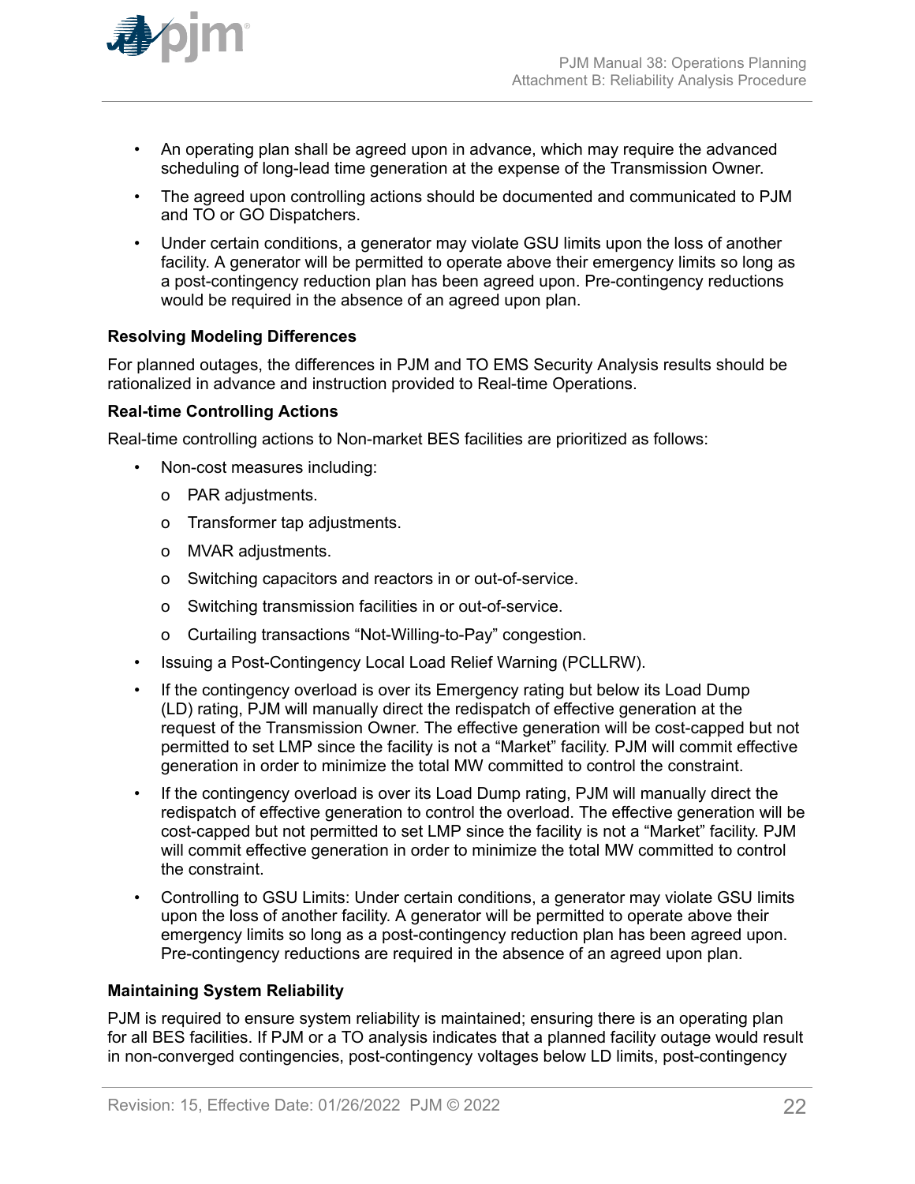- An operating plan shall be agreed upon in advance, which may require the advanced scheduling of long-lead time generation at the expense of the Transmission Owner.
- The agreed upon controlling actions should be documented and communicated to PJM and TO or GO Dispatchers.
- Under certain conditions, a generator may violate GSU limits upon the loss of another facility. A generator will be permitted to operate above their emergency limits so long as a post-contingency reduction plan has been agreed upon. Pre-contingency reductions would be required in the absence of an agreed upon plan.

**Resolving Modeling Differences**

For planned outages, the differences in PJM and TO EMS Security Analysis results should be rationalized in advance and instruction provided to Real-time Operations.

**Real-time Controlling Actions**

Real-time controlling actions to Non-market BES facilities are prioritized as follows:

- Non-cost measures including:
  - PAR adjustments.
  - Transformer tap adjustments.
  - MVAR adjustments.
  - Switching capacitors and reactors in or out-of-service.
  - Switching transmission facilities in or out-of-service.
  - Curtailing transactions "Not-Willing-to-Pay" congestion.
- Issuing a Post-Contingency Local Load Relief Warning (PCLLRW).
- If the contingency overload is over its Emergency rating but below its Load Dump (LD) rating, PJM will manually direct the redispatch of effective generation at the request of the Transmission Owner. The effective generation will be cost-capped but not permitted to set LMP since the facility is not a "Market" facility. PJM will commit effective generation in order to minimize the total MW committed to control the constraint.
- If the contingency overload is over its Load Dump rating, PJM will manually direct the redispatch of effective generation to control the overload. The effective generation will be cost-capped but not permitted to set LMP since the facility is not a "Market" facility. PJM will commit effective generation in order to minimize the total MW committed to control the constraint.
- Controlling to GSU Limits: Under certain conditions, a generator may violate GSU limits upon the loss of another facility. A generator will be permitted to operate above their emergency limits so long as a post-contingency reduction plan has been agreed upon. Pre-contingency reductions are required in the absence of an agreed upon plan.

**Maintaining System Reliability**

PJM is required to ensure system reliability is maintained; ensuring there is an operating plan for all BES facilities. If PJM or a TO analysis indicates that a planned facility outage would result in non-converged contingencies, post-contingency voltages below LD limits, post-contingency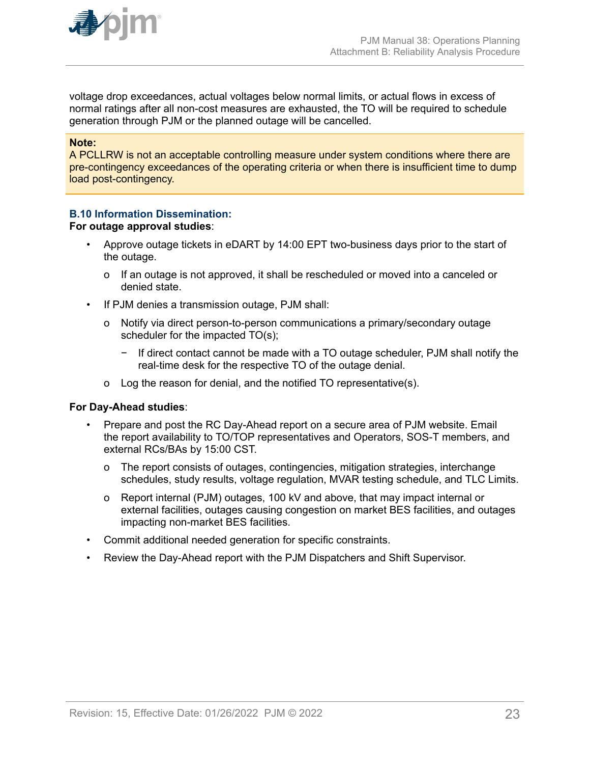voltage drop exceedances, actual voltages below normal limits, or actual flows in excess of normal ratings after all non-cost measures are exhausted, the TO will be required to schedule generation through PJM or the planned outage will be cancelled.

> **Note:**
> A PCLLRW is not an acceptable controlling measure under system conditions where there are pre-contingency exceedances of the operating criteria or when there is insufficient time to dump load post-contingency.

### B.10 Information Dissemination:

**For outage approval studies**:

- Approve outage tickets in eDART by 14:00 EPT two-business days prior to the start of the outage.
  - If an outage is not approved, it shall be rescheduled or moved into a canceled or denied state.
- If PJM denies a transmission outage, PJM shall:
  - Notify via direct person-to-person communications a primary/secondary outage scheduler for the impacted TO(s);
    - If direct contact cannot be made with a TO outage scheduler, PJM shall notify the real-time desk for the respective TO of the outage denial.
  - Log the reason for denial, and the notified TO representative(s).

**For Day-Ahead studies**:

- Prepare and post the RC Day-Ahead report on a secure area of PJM website. Email the report availability to TO/TOP representatives and Operators, SOS-T members, and external RCs/BAs by 15:00 CST.
  - The report consists of outages, contingencies, mitigation strategies, interchange schedules, study results, voltage regulation, MVAR testing schedule, and TLC Limits.
  - Report internal (PJM) outages, 100 kV and above, that may impact internal or external facilities, outages causing congestion on market BES facilities, and outages impacting non-market BES facilities.
- Commit additional needed generation for specific constraints.
- Review the Day-Ahead report with the PJM Dispatchers and Shift Supervisor.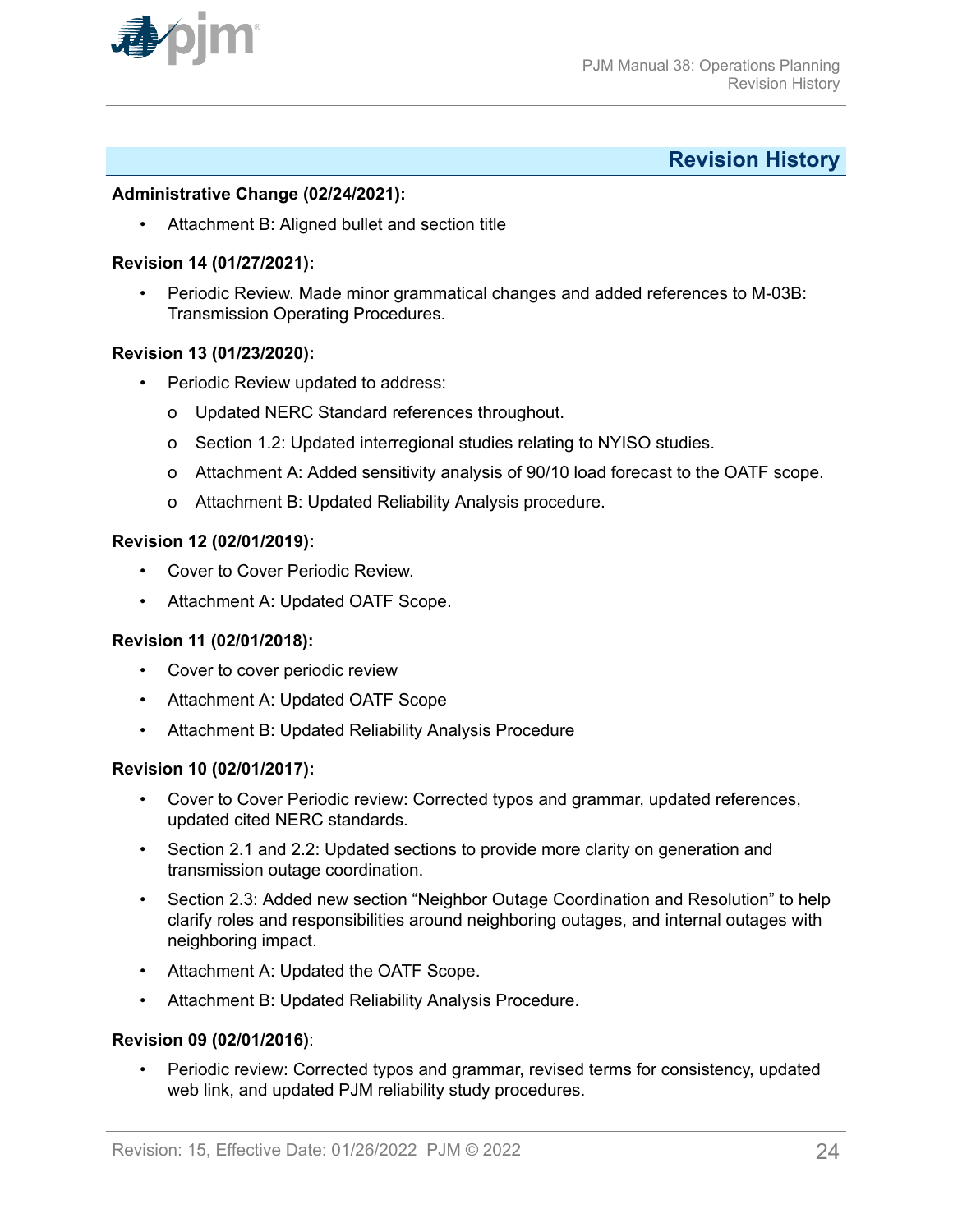## Revision History

**Administrative Change (02/24/2021):**

- Attachment B: Aligned bullet and section title

**Revision 14 (01/27/2021):**

- Periodic Review. Made minor grammatical changes and added references to M-03B: Transmission Operating Procedures.

**Revision 13 (01/23/2020):**

- Periodic Review updated to address:
  - Updated NERC Standard references throughout.
  - Section 1.2: Updated interregional studies relating to NYISO studies.
  - Attachment A: Added sensitivity analysis of 90/10 load forecast to the OATF scope.
  - Attachment B: Updated Reliability Analysis procedure.

**Revision 12 (02/01/2019):**

- Cover to Cover Periodic Review.
- Attachment A: Updated OATF Scope.

**Revision 11 (02/01/2018):**

- Cover to cover periodic review
- Attachment A: Updated OATF Scope
- Attachment B: Updated Reliability Analysis Procedure

**Revision 10 (02/01/2017):**

- Cover to Cover Periodic review: Corrected typos and grammar, updated references, updated cited NERC standards.
- Section 2.1 and 2.2: Updated sections to provide more clarity on generation and transmission outage coordination.
- Section 2.3: Added new section "Neighbor Outage Coordination and Resolution" to help clarify roles and responsibilities around neighboring outages, and internal outages with neighboring impact.
- Attachment A: Updated the OATF Scope.
- Attachment B: Updated Reliability Analysis Procedure.

**Revision 09 (02/01/2016)**:

- Periodic review: Corrected typos and grammar, revised terms for consistency, updated web link, and updated PJM reliability study procedures.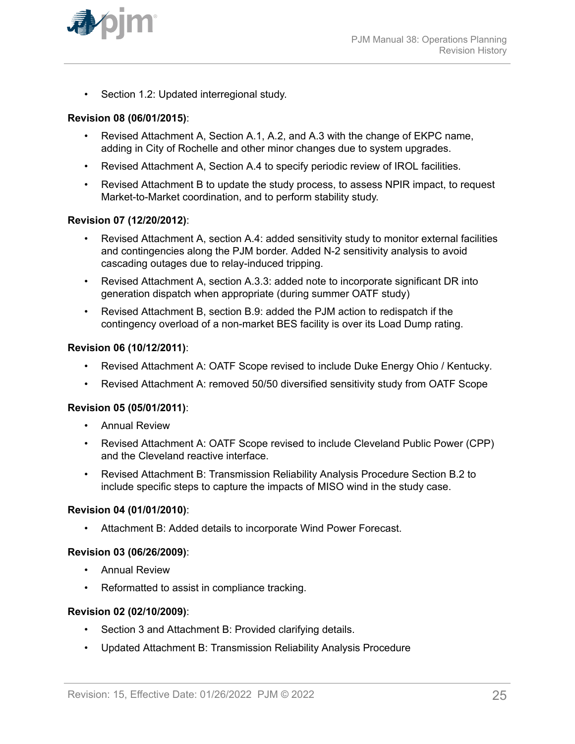- Section 1.2: Updated interregional study.

**Revision 08 (06/01/2015)**:

- Revised Attachment A, Section A.1, A.2, and A.3 with the change of EKPC name, adding in City of Rochelle and other minor changes due to system upgrades.
- Revised Attachment A, Section A.4 to specify periodic review of IROL facilities.
- Revised Attachment B to update the study process, to assess NPIR impact, to request Market-to-Market coordination, and to perform stability study.

**Revision 07 (12/20/2012)**:

- Revised Attachment A, section A.4: added sensitivity study to monitor external facilities and contingencies along the PJM border. Added N-2 sensitivity analysis to avoid cascading outages due to relay-induced tripping.
- Revised Attachment A, section A.3.3: added note to incorporate significant DR into generation dispatch when appropriate (during summer OATF study)
- Revised Attachment B, section B.9: added the PJM action to redispatch if the contingency overload of a non-market BES facility is over its Load Dump rating.

**Revision 06 (10/12/2011)**:

- Revised Attachment A: OATF Scope revised to include Duke Energy Ohio / Kentucky.
- Revised Attachment A: removed 50/50 diversified sensitivity study from OATF Scope

**Revision 05 (05/01/2011)**:

- Annual Review
- Revised Attachment A: OATF Scope revised to include Cleveland Public Power (CPP) and the Cleveland reactive interface.
- Revised Attachment B: Transmission Reliability Analysis Procedure Section B.2 to include specific steps to capture the impacts of MISO wind in the study case.

**Revision 04 (01/01/2010)**:

- Attachment B: Added details to incorporate Wind Power Forecast.

**Revision 03 (06/26/2009)**:

- Annual Review
- Reformatted to assist in compliance tracking.

**Revision 02 (02/10/2009)**:

- Section 3 and Attachment B: Provided clarifying details.
- Updated Attachment B: Transmission Reliability Analysis Procedure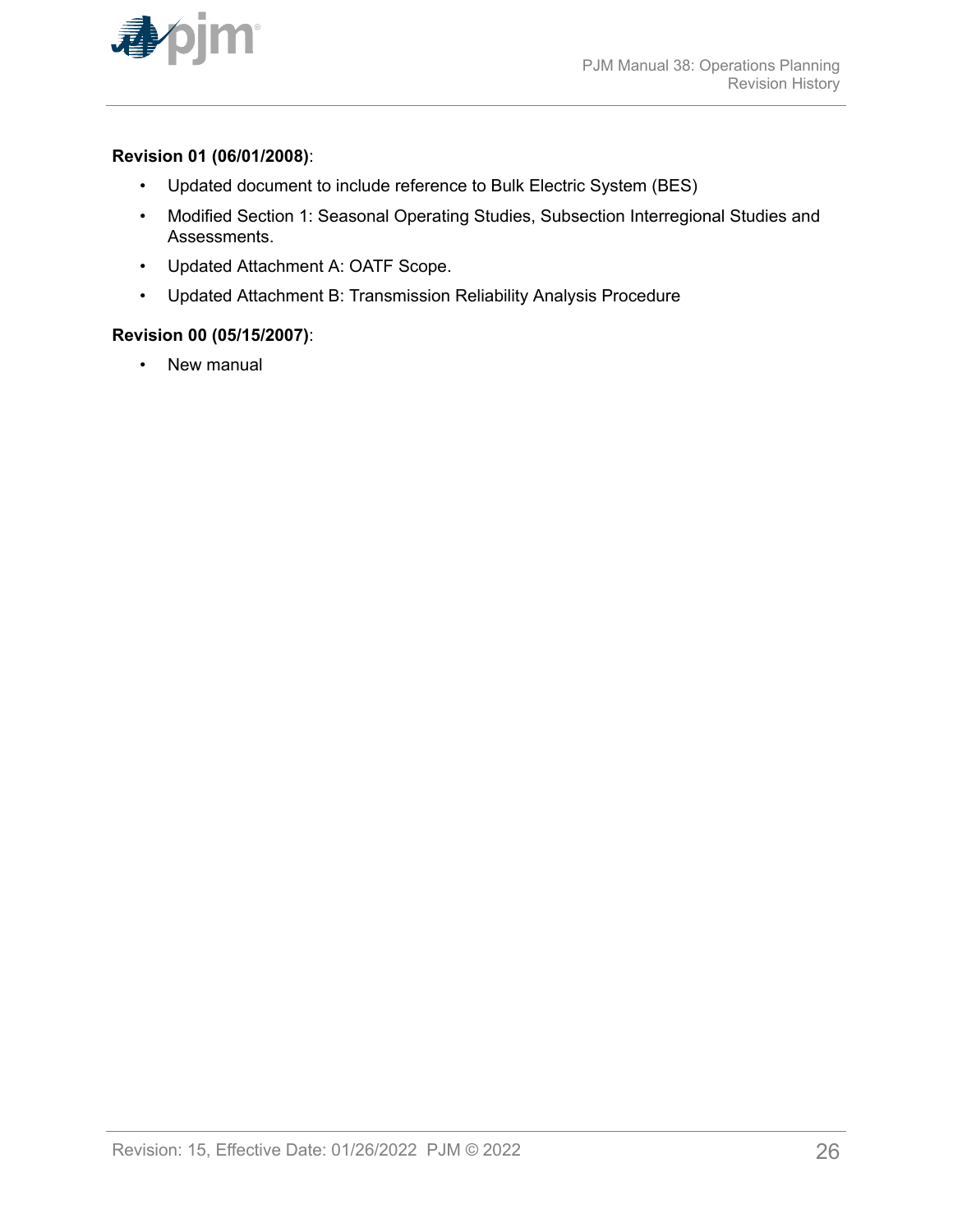**Revision 01 (06/01/2008)**:

- Updated document to include reference to Bulk Electric System (BES)
- Modified Section 1: Seasonal Operating Studies, Subsection Interregional Studies and Assessments.
- Updated Attachment A: OATF Scope.
- Updated Attachment B: Transmission Reliability Analysis Procedure

**Revision 00 (05/15/2007)**:

- New manual